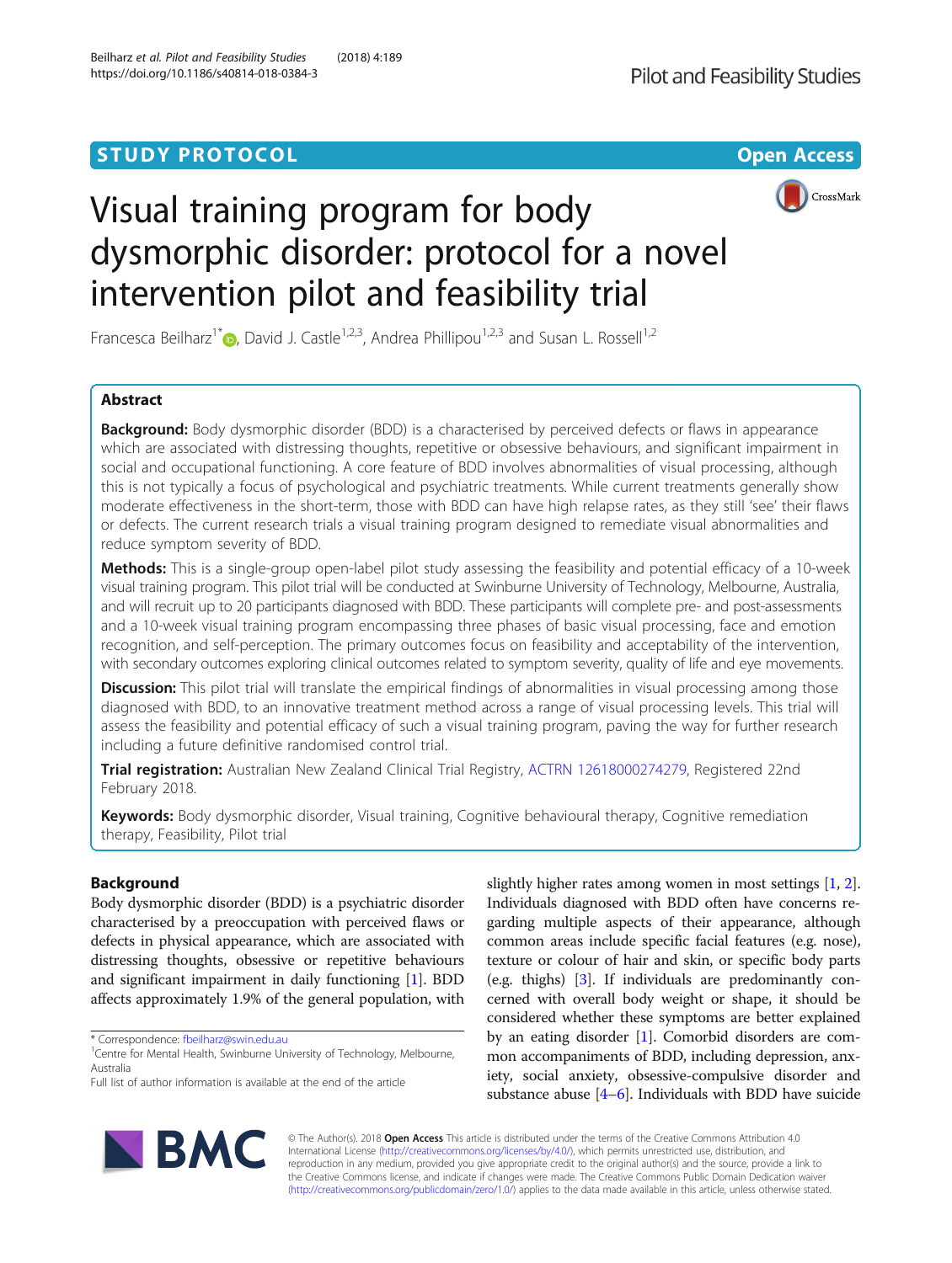STUDY PROTOCOL

Open Access

# Visual training program for body dysmorphic disorder: protocol for a novel intervention pilot and feasibility trial

Francesca Beilharz[1*], David J. Castle[1,2,3], Andrea Phillipou[1,2,3] and Susan L. Rossell[1,2]

## Abstract

**Background:** Body dysmorphic disorder (BDD) is a characterised by perceived defects or flaws in appearance which are associated with distressing thoughts, repetitive or obsessive behaviours, and significant impairment in social and occupational functioning. A core feature of BDD involves abnormalities of visual processing, although this is not typically a focus of psychological and psychiatric treatments. While current treatments generally show moderate effectiveness in the short-term, those with BDD can have high relapse rates, as they still 'see' their flaws or defects. The current research trials a visual training program designed to remediate visual abnormalities and reduce symptom severity of BDD.

**Methods:** This is a single-group open-label pilot study assessing the feasibility and potential efficacy of a 10-week visual training program. This pilot trial will be conducted at Swinburne University of Technology, Melbourne, Australia, and will recruit up to 20 participants diagnosed with BDD. These participants will complete pre- and post-assessments and a 10-week visual training program encompassing three phases of basic visual processing, face and emotion recognition, and self-perception. The primary outcomes focus on feasibility and acceptability of the intervention, with secondary outcomes exploring clinical outcomes related to symptom severity, quality of life and eye movements.

**Discussion:** This pilot trial will translate the empirical findings of abnormalities in visual processing among those diagnosed with BDD, to an innovative treatment method across a range of visual processing levels. This trial will assess the feasibility and potential efficacy of such a visual training program, paving the way for further research including a future definitive randomised control trial.

**Trial registration:** Australian New Zealand Clinical Trial Registry, ACTRN 12618000274279, Registered 22nd February 2018.

**Keywords:** Body dysmorphic disorder, Visual training, Cognitive behavioural therapy, Cognitive remediation therapy, Feasibility, Pilot trial

## Background

Body dysmorphic disorder (BDD) is a psychiatric disorder characterised by a preoccupation with perceived flaws or defects in physical appearance, which are associated with distressing thoughts, obsessive or repetitive behaviours and significant impairment in daily functioning [1]. BDD affects approximately 1.9% of the general population, with slightly higher rates among women in most settings [1, 2]. Individuals diagnosed with BDD often have concerns regarding multiple aspects of their appearance, although common areas include specific facial features (e.g. nose), texture or colour of hair and skin, or specific body parts (e.g. thighs) [3]. If individuals are predominantly concerned with overall body weight or shape, it should be considered whether these symptoms are better explained by an eating disorder [1]. Comorbid disorders are common accompaniments of BDD, including depression, anxiety, social anxiety, obsessive-compulsive disorder and substance abuse [4–6]. Individuals with BDD have suicide

* Correspondence: fbeilharz@swin.edu.au
[1]Centre for Mental Health, Swinburne University of Technology, Melbourne, Australia
Full list of author information is available at the end of the article

© The Author(s). 2018 **Open Access** This article is distributed under the terms of the Creative Commons Attribution 4.0 International License (http://creativecommons.org/licenses/by/4.0/), which permits unrestricted use, distribution, and reproduction in any medium, provided you give appropriate credit to the original author(s) and the source, provide a link to the Creative Commons license, and indicate if changes were made. The Creative Commons Public Domain Dedication waiver (http://creativecommons.org/publicdomain/zero/1.0/) applies to the data made available in this article, unless otherwise stated.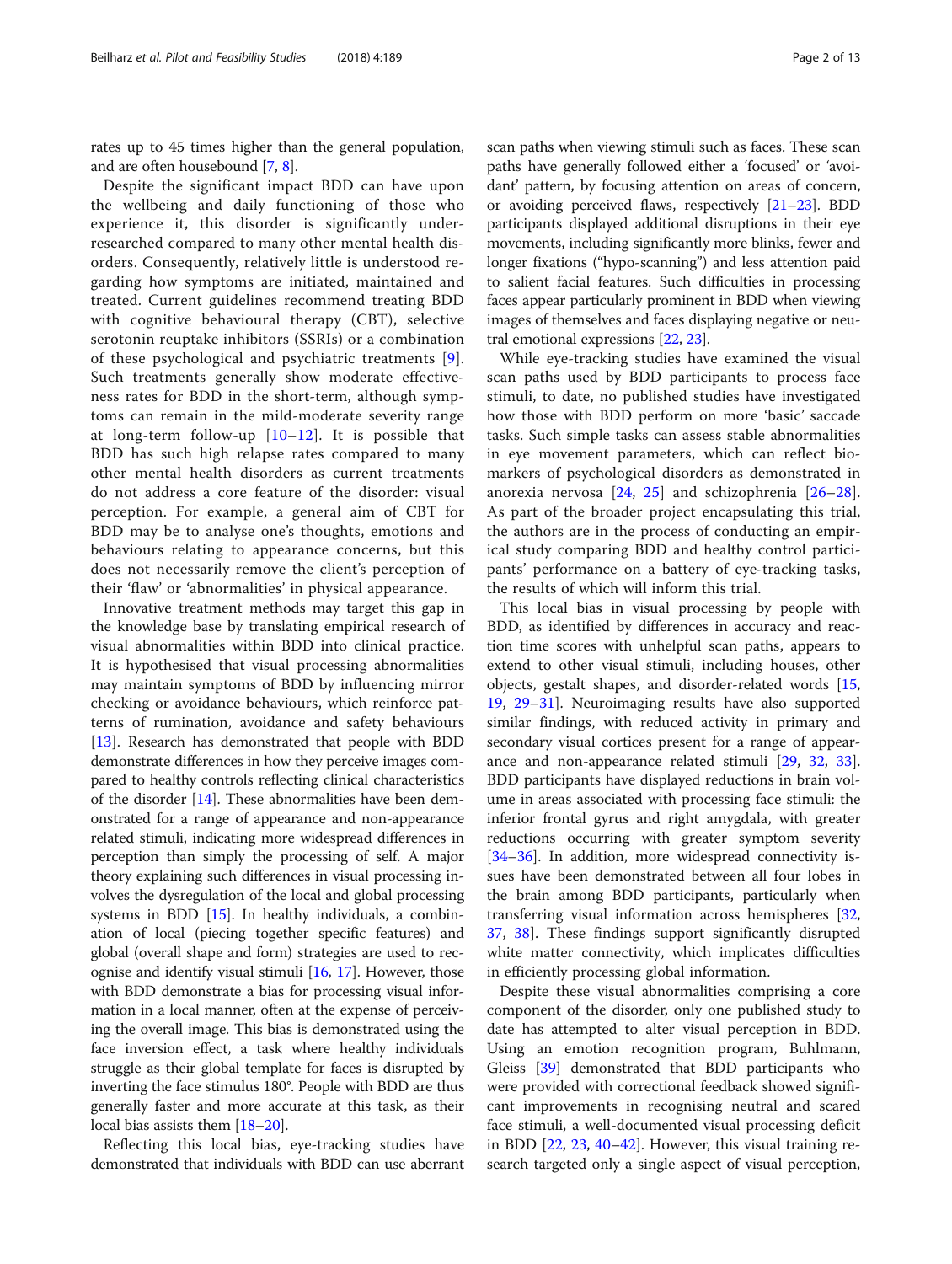rates up to 45 times higher than the general population, and are often housebound [7, 8].

Despite the significant impact BDD can have upon the wellbeing and daily functioning of those who experience it, this disorder is significantly under-researched compared to many other mental health disorders. Consequently, relatively little is understood regarding how symptoms are initiated, maintained and treated. Current guidelines recommend treating BDD with cognitive behavioural therapy (CBT), selective serotonin reuptake inhibitors (SSRIs) or a combination of these psychological and psychiatric treatments [9]. Such treatments generally show moderate effectiveness rates for BDD in the short-term, although symptoms can remain in the mild-moderate severity range at long-term follow-up [10–12]. It is possible that BDD has such high relapse rates compared to many other mental health disorders as current treatments do not address a core feature of the disorder: visual perception. For example, a general aim of CBT for BDD may be to analyse one's thoughts, emotions and behaviours relating to appearance concerns, but this does not necessarily remove the client's perception of their 'flaw' or 'abnormalities' in physical appearance.

Innovative treatment methods may target this gap in the knowledge base by translating empirical research of visual abnormalities within BDD into clinical practice. It is hypothesised that visual processing abnormalities may maintain symptoms of BDD by influencing mirror checking or avoidance behaviours, which reinforce patterns of rumination, avoidance and safety behaviours [13]. Research has demonstrated that people with BDD demonstrate differences in how they perceive images compared to healthy controls reflecting clinical characteristics of the disorder [14]. These abnormalities have been demonstrated for a range of appearance and non-appearance related stimuli, indicating more widespread differences in perception than simply the processing of self. A major theory explaining such differences in visual processing involves the dysregulation of the local and global processing systems in BDD [15]. In healthy individuals, a combination of local (piecing together specific features) and global (overall shape and form) strategies are used to recognise and identify visual stimuli [16, 17]. However, those with BDD demonstrate a bias for processing visual information in a local manner, often at the expense of perceiving the overall image. This bias is demonstrated using the face inversion effect, a task where healthy individuals struggle as their global template for faces is disrupted by inverting the face stimulus 180°. People with BDD are thus generally faster and more accurate at this task, as their local bias assists them [18–20].

Reflecting this local bias, eye-tracking studies have demonstrated that individuals with BDD can use aberrant scan paths when viewing stimuli such as faces. These scan paths have generally followed either a 'focused' or 'avoidant' pattern, by focusing attention on areas of concern, or avoiding perceived flaws, respectively [21–23]. BDD participants displayed additional disruptions in their eye movements, including significantly more blinks, fewer and longer fixations ("hypo-scanning") and less attention paid to salient facial features. Such difficulties in processing faces appear particularly prominent in BDD when viewing images of themselves and faces displaying negative or neutral emotional expressions [22, 23].

While eye-tracking studies have examined the visual scan paths used by BDD participants to process face stimuli, to date, no published studies have investigated how those with BDD perform on more 'basic' saccade tasks. Such simple tasks can assess stable abnormalities in eye movement parameters, which can reflect biomarkers of psychological disorders as demonstrated in anorexia nervosa [24, 25] and schizophrenia [26–28]. As part of the broader project encapsulating this trial, the authors are in the process of conducting an empirical study comparing BDD and healthy control participants' performance on a battery of eye-tracking tasks, the results of which will inform this trial.

This local bias in visual processing by people with BDD, as identified by differences in accuracy and reaction time scores with unhelpful scan paths, appears to extend to other visual stimuli, including houses, other objects, gestalt shapes, and disorder-related words [15, 19, 29–31]. Neuroimaging results have also supported similar findings, with reduced activity in primary and secondary visual cortices present for a range of appearance and non-appearance related stimuli [29, 32, 33]. BDD participants have displayed reductions in brain volume in areas associated with processing face stimuli: the inferior frontal gyrus and right amygdala, with greater reductions occurring with greater symptom severity [34–36]. In addition, more widespread connectivity issues have been demonstrated between all four lobes in the brain among BDD participants, particularly when transferring visual information across hemispheres [32, 37, 38]. These findings support significantly disrupted white matter connectivity, which implicates difficulties in efficiently processing global information.

Despite these visual abnormalities comprising a core component of the disorder, only one published study to date has attempted to alter visual perception in BDD. Using an emotion recognition program, Buhlmann, Gleiss [39] demonstrated that BDD participants who were provided with correctional feedback showed significant improvements in recognising neutral and scared face stimuli, a well-documented visual processing deficit in BDD [22, 23, 40–42]. However, this visual training research targeted only a single aspect of visual perception,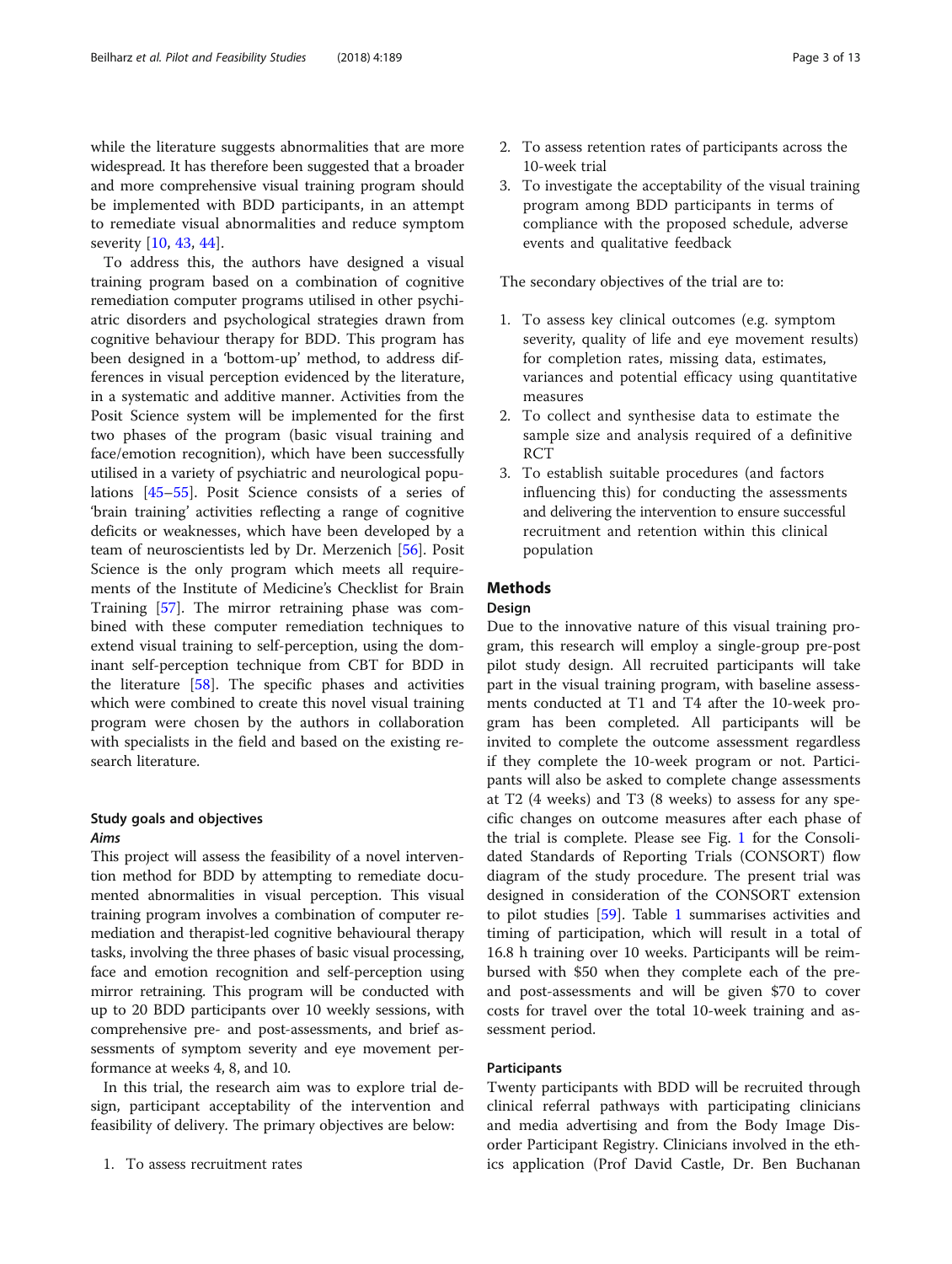while the literature suggests abnormalities that are more widespread. It has therefore been suggested that a broader and more comprehensive visual training program should be implemented with BDD participants, in an attempt to remediate visual abnormalities and reduce symptom severity [10, 43, 44].

To address this, the authors have designed a visual training program based on a combination of cognitive remediation computer programs utilised in other psychiatric disorders and psychological strategies drawn from cognitive behaviour therapy for BDD. This program has been designed in a 'bottom-up' method, to address differences in visual perception evidenced by the literature, in a systematic and additive manner. Activities from the Posit Science system will be implemented for the first two phases of the program (basic visual training and face/emotion recognition), which have been successfully utilised in a variety of psychiatric and neurological populations [45–55]. Posit Science consists of a series of 'brain training' activities reflecting a range of cognitive deficits or weaknesses, which have been developed by a team of neuroscientists led by Dr. Merzenich [56]. Posit Science is the only program which meets all requirements of the Institute of Medicine's Checklist for Brain Training [57]. The mirror retraining phase was combined with these computer remediation techniques to extend visual training to self-perception, using the dominant self-perception technique from CBT for BDD in the literature [58]. The specific phases and activities which were combined to create this novel visual training program were chosen by the authors in collaboration with specialists in the field and based on the existing research literature.

### Study goals and objectives

#### *Aims*

This project will assess the feasibility of a novel intervention method for BDD by attempting to remediate documented abnormalities in visual perception. This visual training program involves a combination of computer remediation and therapist-led cognitive behavioural therapy tasks, involving the three phases of basic visual processing, face and emotion recognition and self-perception using mirror retraining. This program will be conducted with up to 20 BDD participants over 10 weekly sessions, with comprehensive pre- and post-assessments, and brief assessments of symptom severity and eye movement performance at weeks 4, 8, and 10.

In this trial, the research aim was to explore trial design, participant acceptability of the intervention and feasibility of delivery. The primary objectives are below:

1. To assess recruitment rates
2. To assess retention rates of participants across the 10-week trial
3. To investigate the acceptability of the visual training program among BDD participants in terms of compliance with the proposed schedule, adverse events and qualitative feedback

The secondary objectives of the trial are to:

1. To assess key clinical outcomes (e.g. symptom severity, quality of life and eye movement results) for completion rates, missing data, estimates, variances and potential efficacy using quantitative measures
2. To collect and synthesise data to estimate the sample size and analysis required of a definitive RCT
3. To establish suitable procedures (and factors influencing this) for conducting the assessments and delivering the intervention to ensure successful recruitment and retention within this clinical population

## Methods

### Design

Due to the innovative nature of this visual training program, this research will employ a single-group pre-post pilot study design. All recruited participants will take part in the visual training program, with baseline assessments conducted at T1 and T4 after the 10-week program has been completed. All participants will be invited to complete the outcome assessment regardless if they complete the 10-week program or not. Participants will also be asked to complete change assessments at T2 (4 weeks) and T3 (8 weeks) to assess for any specific changes on outcome measures after each phase of the trial is complete. Please see Fig. 1 for the Consolidated Standards of Reporting Trials (CONSORT) flow diagram of the study procedure. The present trial was designed in consideration of the CONSORT extension to pilot studies [59]. Table 1 summarises activities and timing of participation, which will result in a total of 16.8 h training over 10 weeks. Participants will be reimbursed with $50 when they complete each of the pre- and post-assessments and will be given $70 to cover costs for travel over the total 10-week training and assessment period.

### Participants

Twenty participants with BDD will be recruited through clinical referral pathways with participating clinicians and media advertising and from the Body Image Disorder Participant Registry. Clinicians involved in the ethics application (Prof David Castle, Dr. Ben Buchanan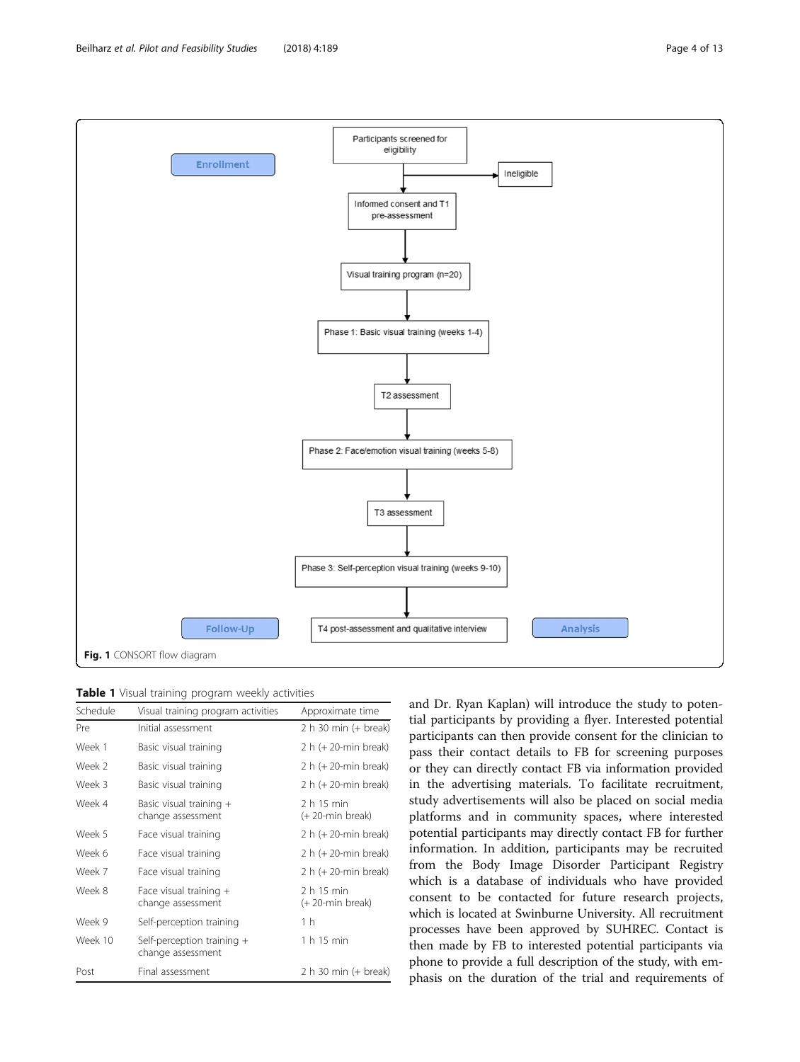Enrollment

- Participants screened for eligibility
  - Ineligible
- Informed consent and T1 pre-assessment
- Visual training program (n=20)
- Phase 1: Basic visual training (weeks 1-4)
- T2 assessment
- Phase 2: Face/emotion visual training (weeks 5-8)
- T3 assessment
- Phase 3: Self-perception visual training (weeks 9-10)

Follow-Up

- T4 post-assessment and qualitative interview

Analysis

**Fig. 1** CONSORT flow diagram

**Table 1** Visual training program weekly activities

| Schedule | Visual training program activities | Approximate time |
|---|---|---|
| Pre | Initial assessment | 2 h 30 min (+ break) |
| Week 1 | Basic visual training | 2 h (+ 20-min break) |
| Week 2 | Basic visual training | 2 h (+ 20-min break) |
| Week 3 | Basic visual training | 2 h (+ 20-min break) |
| Week 4 | Basic visual training + change assessment | 2 h 15 min (+ 20-min break) |
| Week 5 | Face visual training | 2 h (+ 20-min break) |
| Week 6 | Face visual training | 2 h (+ 20-min break) |
| Week 7 | Face visual training | 2 h (+ 20-min break) |
| Week 8 | Face visual training + change assessment | 2 h 15 min (+ 20-min break) |
| Week 9 | Self-perception training | 1 h |
| Week 10 | Self-perception training + change assessment | 1 h 15 min |
| Post | Final assessment | 2 h 30 min (+ break) |

and Dr. Ryan Kaplan) will introduce the study to potential participants by providing a flyer. Interested potential participants can then provide consent for the clinician to pass their contact details to FB for screening purposes or they can directly contact FB via information provided in the advertising materials. To facilitate recruitment, study advertisements will also be placed on social media platforms and in community spaces, where interested potential participants may directly contact FB for further information. In addition, participants may be recruited from the Body Image Disorder Participant Registry which is a database of individuals who have provided consent to be contacted for future research projects, which is located at Swinburne University. All recruitment processes have been approved by SUHREC. Contact is then made by FB to interested potential participants via phone to provide a full description of the study, with emphasis on the duration of the trial and requirements of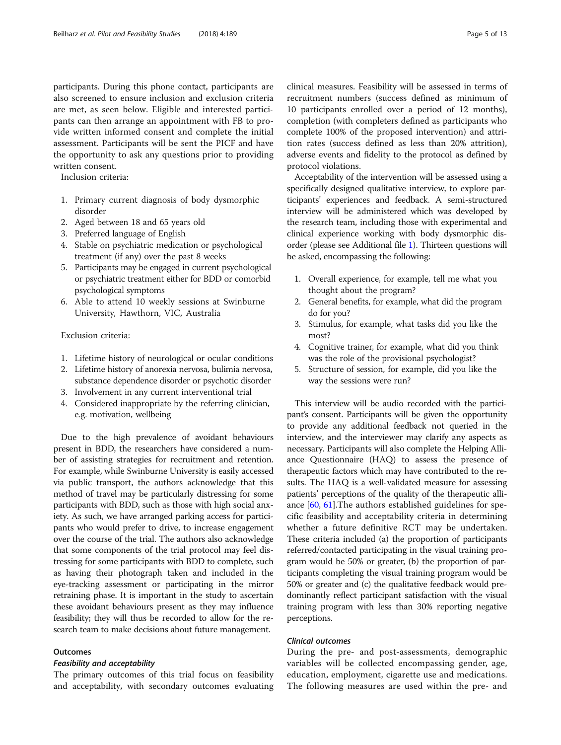participants. During this phone contact, participants are also screened to ensure inclusion and exclusion criteria are met, as seen below. Eligible and interested participants can then arrange an appointment with FB to provide written informed consent and complete the initial assessment. Participants will be sent the PICF and have the opportunity to ask any questions prior to providing written consent.

Inclusion criteria:

1. Primary current diagnosis of body dysmorphic disorder
2. Aged between 18 and 65 years old
3. Preferred language of English
4. Stable on psychiatric medication or psychological treatment (if any) over the past 8 weeks
5. Participants may be engaged in current psychological or psychiatric treatment either for BDD or comorbid psychological symptoms
6. Able to attend 10 weekly sessions at Swinburne University, Hawthorn, VIC, Australia

Exclusion criteria:

1. Lifetime history of neurological or ocular conditions
2. Lifetime history of anorexia nervosa, bulimia nervosa, substance dependence disorder or psychotic disorder
3. Involvement in any current interventional trial
4. Considered inappropriate by the referring clinician, e.g. motivation, wellbeing

Due to the high prevalence of avoidant behaviours present in BDD, the researchers have considered a number of assisting strategies for recruitment and retention. For example, while Swinburne University is easily accessed via public transport, the authors acknowledge that this method of travel may be particularly distressing for some participants with BDD, such as those with high social anxiety. As such, we have arranged parking access for participants who would prefer to drive, to increase engagement over the course of the trial. The authors also acknowledge that some components of the trial protocol may feel distressing for some participants with BDD to complete, such as having their photograph taken and included in the eye-tracking assessment or participating in the mirror retraining phase. It is important in the study to ascertain these avoidant behaviours present as they may influence feasibility; they will thus be recorded to allow for the research team to make decisions about future management.

## Outcomes

### *Feasibility and acceptability*

The primary outcomes of this trial focus on feasibility and acceptability, with secondary outcomes evaluating clinical measures. Feasibility will be assessed in terms of recruitment numbers (success defined as minimum of 10 participants enrolled over a period of 12 months), completion (with completers defined as participants who complete 100% of the proposed intervention) and attrition rates (success defined as less than 20% attrition), adverse events and fidelity to the protocol as defined by protocol violations.

Acceptability of the intervention will be assessed using a specifically designed qualitative interview, to explore participants' experiences and feedback. A semi-structured interview will be administered which was developed by the research team, including those with experimental and clinical experience working with body dysmorphic disorder (please see Additional file 1). Thirteen questions will be asked, encompassing the following:

1. Overall experience, for example, tell me what you thought about the program?
2. General benefits, for example, what did the program do for you?
3. Stimulus, for example, what tasks did you like the most?
4. Cognitive trainer, for example, what did you think was the role of the provisional psychologist?
5. Structure of session, for example, did you like the way the sessions were run?

This interview will be audio recorded with the participant's consent. Participants will be given the opportunity to provide any additional feedback not queried in the interview, and the interviewer may clarify any aspects as necessary. Participants will also complete the Helping Alliance Questionnaire (HAQ) to assess the presence of therapeutic factors which may have contributed to the results. The HAQ is a well-validated measure for assessing patients' perceptions of the quality of the therapeutic alliance [60, 61].The authors established guidelines for specific feasibility and acceptability criteria in determining whether a future definitive RCT may be undertaken. These criteria included (a) the proportion of participants referred/contacted participating in the visual training program would be 50% or greater, (b) the proportion of participants completing the visual training program would be 50% or greater and (c) the qualitative feedback would predominantly reflect participant satisfaction with the visual training program with less than 30% reporting negative perceptions.

### *Clinical outcomes*

During the pre- and post-assessments, demographic variables will be collected encompassing gender, age, education, employment, cigarette use and medications. The following measures are used within the pre- and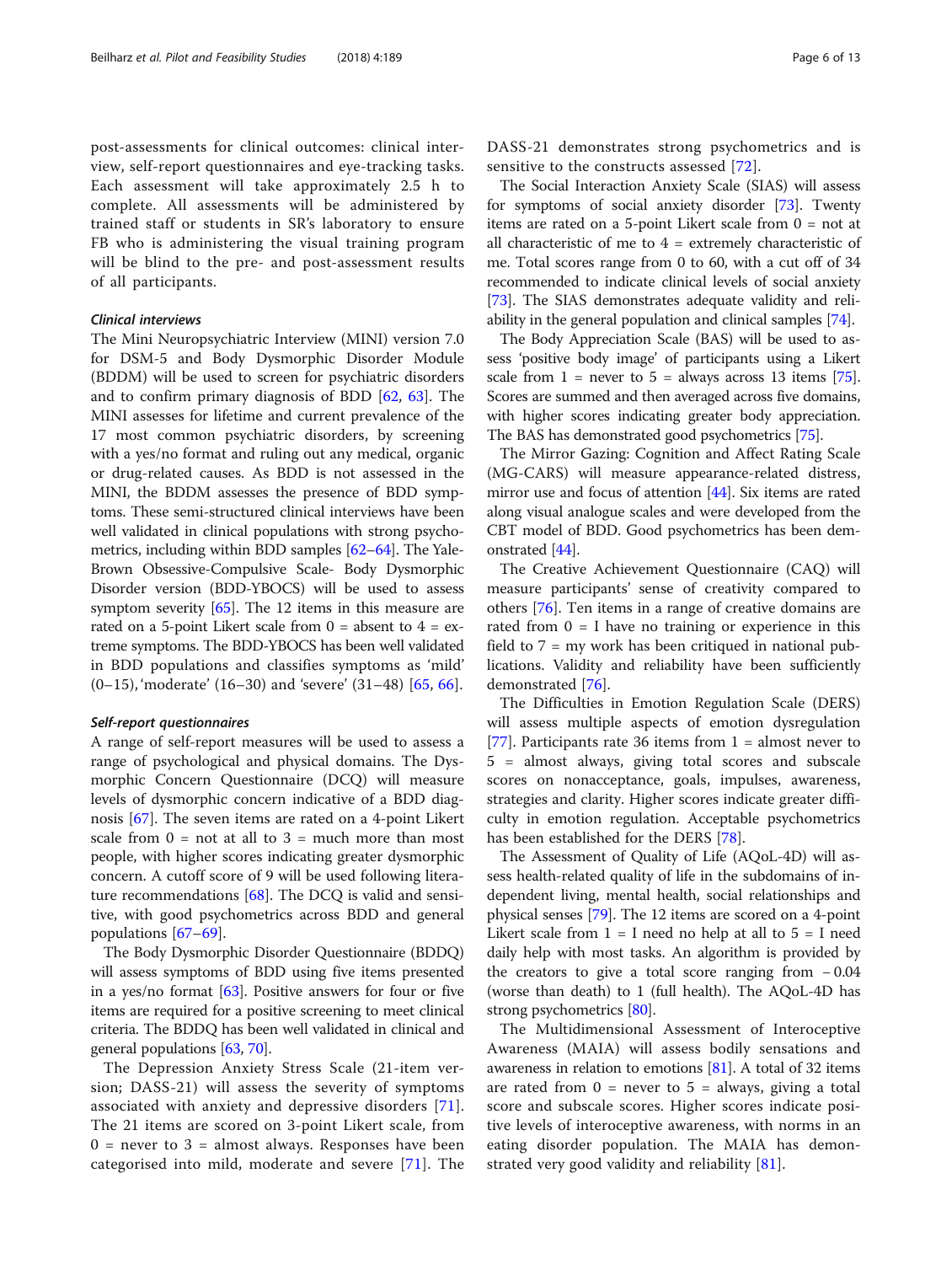post-assessments for clinical outcomes: clinical interview, self-report questionnaires and eye-tracking tasks. Each assessment will take approximately 2.5 h to complete. All assessments will be administered by trained staff or students in SR's laboratory to ensure FB who is administering the visual training program will be blind to the pre- and post-assessment results of all participants.

#### *Clinical interviews*

The Mini Neuropsychiatric Interview (MINI) version 7.0 for DSM-5 and Body Dysmorphic Disorder Module (BDDM) will be used to screen for psychiatric disorders and to confirm primary diagnosis of BDD [62, 63]. The MINI assesses for lifetime and current prevalence of the 17 most common psychiatric disorders, by screening with a yes/no format and ruling out any medical, organic or drug-related causes. As BDD is not assessed in the MINI, the BDDM assesses the presence of BDD symptoms. These semi-structured clinical interviews have been well validated in clinical populations with strong psychometrics, including within BDD samples [62–64]. The Yale-Brown Obsessive-Compulsive Scale- Body Dysmorphic Disorder version (BDD-YBOCS) will be used to assess symptom severity [65]. The 12 items in this measure are rated on a 5-point Likert scale from 0 = absent to 4 = extreme symptoms. The BDD-YBOCS has been well validated in BDD populations and classifies symptoms as 'mild' (0–15), 'moderate' (16–30) and 'severe' (31–48) [65, 66].

#### *Self-report questionnaires*

A range of self-report measures will be used to assess a range of psychological and physical domains. The Dysmorphic Concern Questionnaire (DCQ) will measure levels of dysmorphic concern indicative of a BDD diagnosis [67]. The seven items are rated on a 4-point Likert scale from 0 = not at all to 3 = much more than most people, with higher scores indicating greater dysmorphic concern. A cutoff score of 9 will be used following literature recommendations [68]. The DCQ is valid and sensitive, with good psychometrics across BDD and general populations [67–69].

The Body Dysmorphic Disorder Questionnaire (BDDQ) will assess symptoms of BDD using five items presented in a yes/no format [63]. Positive answers for four or five items are required for a positive screening to meet clinical criteria. The BDDQ has been well validated in clinical and general populations [63, 70].

The Depression Anxiety Stress Scale (21-item version; DASS-21) will assess the severity of symptoms associated with anxiety and depressive disorders [71]. The 21 items are scored on 3-point Likert scale, from 0 = never to 3 = almost always. Responses have been categorised into mild, moderate and severe [71]. The DASS-21 demonstrates strong psychometrics and is sensitive to the constructs assessed [72].

The Social Interaction Anxiety Scale (SIAS) will assess for symptoms of social anxiety disorder [73]. Twenty items are rated on a 5-point Likert scale from 0 = not at all characteristic of me to 4 = extremely characteristic of me. Total scores range from 0 to 60, with a cut off of 34 recommended to indicate clinical levels of social anxiety [73]. The SIAS demonstrates adequate validity and reliability in the general population and clinical samples [74].

The Body Appreciation Scale (BAS) will be used to assess 'positive body image' of participants using a Likert scale from 1 = never to 5 = always across 13 items [75]. Scores are summed and then averaged across five domains, with higher scores indicating greater body appreciation. The BAS has demonstrated good psychometrics [75].

The Mirror Gazing: Cognition and Affect Rating Scale (MG-CARS) will measure appearance-related distress, mirror use and focus of attention [44]. Six items are rated along visual analogue scales and were developed from the CBT model of BDD. Good psychometrics has been demonstrated [44].

The Creative Achievement Questionnaire (CAQ) will measure participants' sense of creativity compared to others [76]. Ten items in a range of creative domains are rated from 0 = I have no training or experience in this field to 7 = my work has been critiqued in national publications. Validity and reliability have been sufficiently demonstrated [76].

The Difficulties in Emotion Regulation Scale (DERS) will assess multiple aspects of emotion dysregulation [77]. Participants rate 36 items from 1 = almost never to 5 = almost always, giving total scores and subscale scores on nonacceptance, goals, impulses, awareness, strategies and clarity. Higher scores indicate greater difficulty in emotion regulation. Acceptable psychometrics has been established for the DERS [78].

The Assessment of Quality of Life (AQoL-4D) will assess health-related quality of life in the subdomains of independent living, mental health, social relationships and physical senses [79]. The 12 items are scored on a 4-point Likert scale from 1 = I need no help at all to 5 = I need daily help with most tasks. An algorithm is provided by the creators to give a total score ranging from −0.04 (worse than death) to 1 (full health). The AQoL-4D has strong psychometrics [80].

The Multidimensional Assessment of Interoceptive Awareness (MAIA) will assess bodily sensations and awareness in relation to emotions [81]. A total of 32 items are rated from 0 = never to 5 = always, giving a total score and subscale scores. Higher scores indicate positive levels of interoceptive awareness, with norms in an eating disorder population. The MAIA has demonstrated very good validity and reliability [81].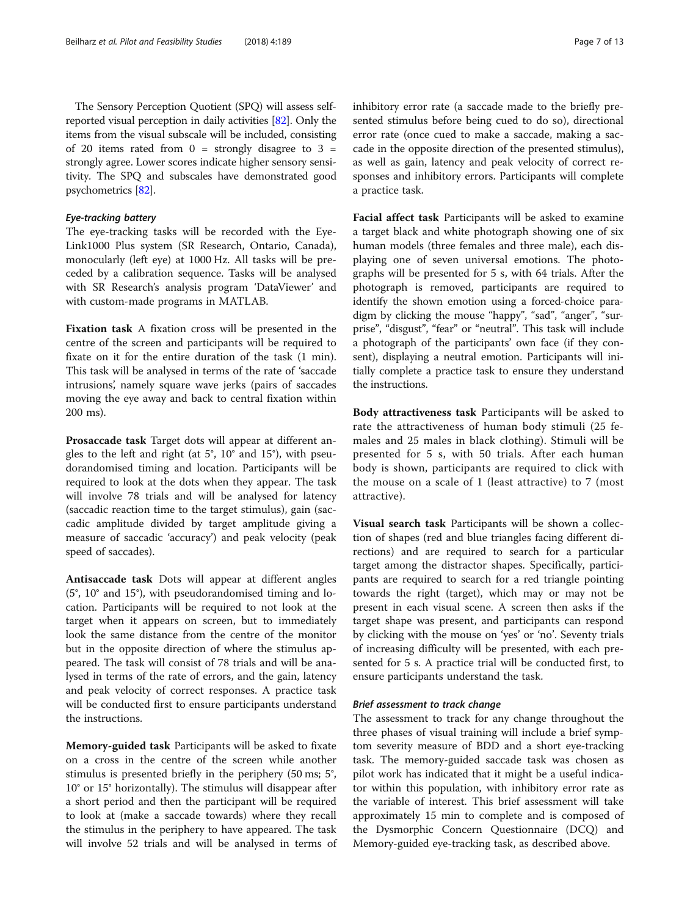The Sensory Perception Quotient (SPQ) will assess self-reported visual perception in daily activities [82]. Only the items from the visual subscale will be included, consisting of 20 items rated from 0 = strongly disagree to 3 = strongly agree. Lower scores indicate higher sensory sensitivity. The SPQ and subscales have demonstrated good psychometrics [82].

### *Eye-tracking battery*

The eye-tracking tasks will be recorded with the EyeLink1000 Plus system (SR Research, Ontario, Canada), monocularly (left eye) at 1000 Hz. All tasks will be preceded by a calibration sequence. Tasks will be analysed with SR Research's analysis program 'DataViewer' and with custom-made programs in MATLAB.

**Fixation task** A fixation cross will be presented in the centre of the screen and participants will be required to fixate on it for the entire duration of the task (1 min). This task will be analysed in terms of the rate of 'saccade intrusions', namely square wave jerks (pairs of saccades moving the eye away and back to central fixation within 200 ms).

**Prosaccade task** Target dots will appear at different angles to the left and right (at 5°, 10° and 15°), with pseudorandomised timing and location. Participants will be required to look at the dots when they appear. The task will involve 78 trials and will be analysed for latency (saccadic reaction time to the target stimulus), gain (saccadic amplitude divided by target amplitude giving a measure of saccadic 'accuracy') and peak velocity (peak speed of saccades).

**Antisaccade task** Dots will appear at different angles (5°, 10° and 15°), with pseudorandomised timing and location. Participants will be required to not look at the target when it appears on screen, but to immediately look the same distance from the centre of the monitor but in the opposite direction of where the stimulus appeared. The task will consist of 78 trials and will be analysed in terms of the rate of errors, and the gain, latency and peak velocity of correct responses. A practice task will be conducted first to ensure participants understand the instructions.

**Memory-guided task** Participants will be asked to fixate on a cross in the centre of the screen while another stimulus is presented briefly in the periphery (50 ms; 5°, 10° or 15° horizontally). The stimulus will disappear after a short period and then the participant will be required to look at (make a saccade towards) where they recall the stimulus in the periphery to have appeared. The task will involve 52 trials and will be analysed in terms of inhibitory error rate (a saccade made to the briefly presented stimulus before being cued to do so), directional error rate (once cued to make a saccade, making a saccade in the opposite direction of the presented stimulus), as well as gain, latency and peak velocity of correct responses and inhibitory errors. Participants will complete a practice task.

**Facial affect task** Participants will be asked to examine a target black and white photograph showing one of six human models (three females and three male), each displaying one of seven universal emotions. The photographs will be presented for 5 s, with 64 trials. After the photograph is removed, participants are required to identify the shown emotion using a forced-choice paradigm by clicking the mouse "happy", "sad", "anger", "surprise", "disgust", "fear" or "neutral". This task will include a photograph of the participants' own face (if they consent), displaying a neutral emotion. Participants will initially complete a practice task to ensure they understand the instructions.

**Body attractiveness task** Participants will be asked to rate the attractiveness of human body stimuli (25 females and 25 males in black clothing). Stimuli will be presented for 5 s, with 50 trials. After each human body is shown, participants are required to click with the mouse on a scale of 1 (least attractive) to 7 (most attractive).

**Visual search task** Participants will be shown a collection of shapes (red and blue triangles facing different directions) and are required to search for a particular target among the distractor shapes. Specifically, participants are required to search for a red triangle pointing towards the right (target), which may or may not be present in each visual scene. A screen then asks if the target shape was present, and participants can respond by clicking with the mouse on 'yes' or 'no'. Seventy trials of increasing difficulty will be presented, with each presented for 5 s. A practice trial will be conducted first, to ensure participants understand the task.

### *Brief assessment to track change*

The assessment to track for any change throughout the three phases of visual training will include a brief symptom severity measure of BDD and a short eye-tracking task. The memory-guided saccade task was chosen as pilot work has indicated that it might be a useful indicator within this population, with inhibitory error rate as the variable of interest. This brief assessment will take approximately 15 min to complete and is composed of the Dysmorphic Concern Questionnaire (DCQ) and Memory-guided eye-tracking task, as described above.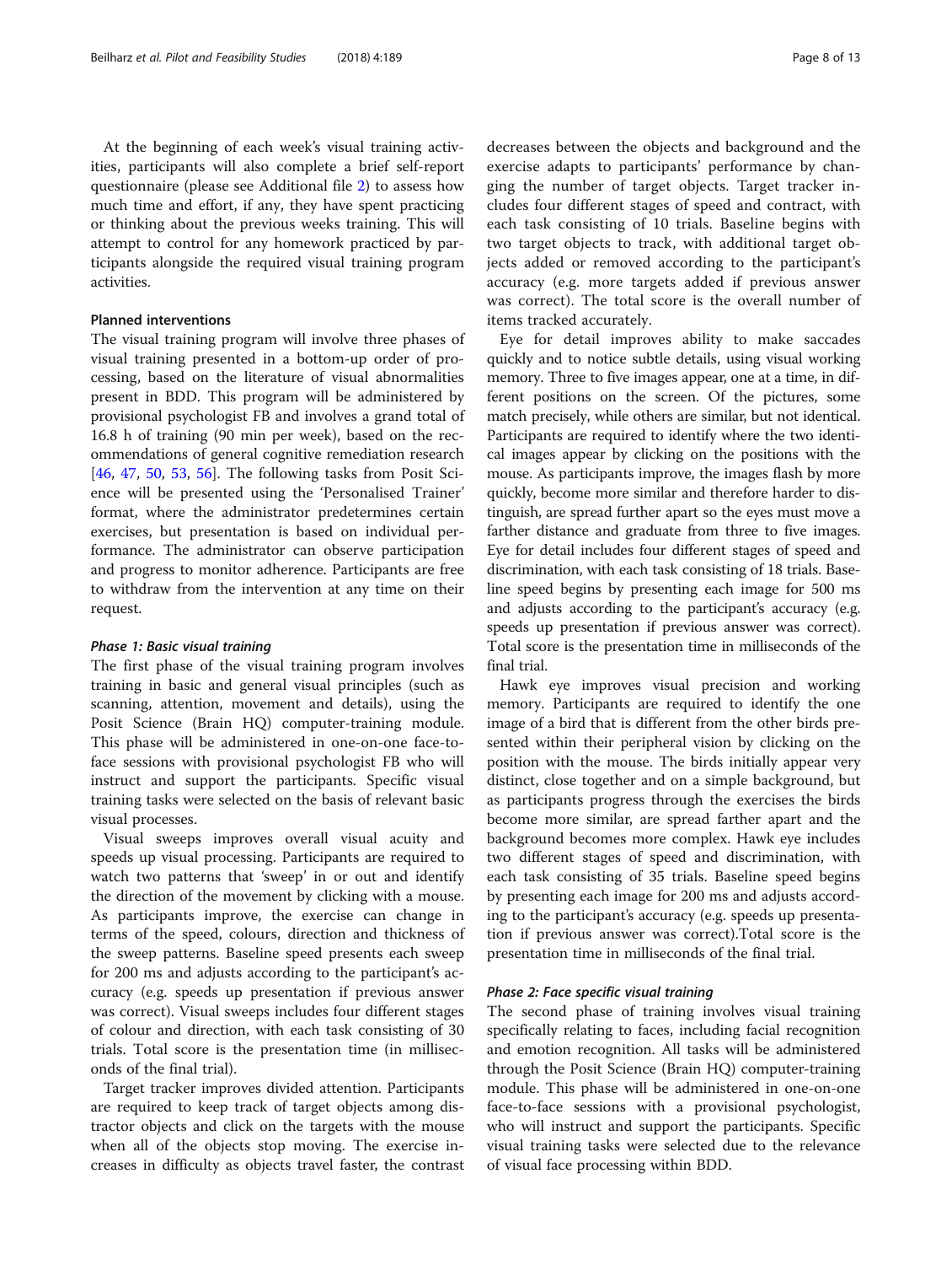At the beginning of each week's visual training activities, participants will also complete a brief self-report questionnaire (please see Additional file 2) to assess how much time and effort, if any, they have spent practicing or thinking about the previous weeks training. This will attempt to control for any homework practiced by participants alongside the required visual training program activities.

### Planned interventions

The visual training program will involve three phases of visual training presented in a bottom-up order of processing, based on the literature of visual abnormalities present in BDD. This program will be administered by provisional psychologist FB and involves a grand total of 16.8 h of training (90 min per week), based on the recommendations of general cognitive remediation research [46, 47, 50, 53, 56]. The following tasks from Posit Science will be presented using the 'Personalised Trainer' format, where the administrator predetermines certain exercises, but presentation is based on individual performance. The administrator can observe participation and progress to monitor adherence. Participants are free to withdraw from the intervention at any time on their request.

#### *Phase 1: Basic visual training*

The first phase of the visual training program involves training in basic and general visual principles (such as scanning, attention, movement and details), using the Posit Science (Brain HQ) computer-training module. This phase will be administered in one-on-one face-to-face sessions with provisional psychologist FB who will instruct and support the participants. Specific visual training tasks were selected on the basis of relevant basic visual processes.

Visual sweeps improves overall visual acuity and speeds up visual processing. Participants are required to watch two patterns that 'sweep' in or out and identify the direction of the movement by clicking with a mouse. As participants improve, the exercise can change in terms of the speed, colours, direction and thickness of the sweep patterns. Baseline speed presents each sweep for 200 ms and adjusts according to the participant's accuracy (e.g. speeds up presentation if previous answer was correct). Visual sweeps includes four different stages of colour and direction, with each task consisting of 30 trials. Total score is the presentation time (in milliseconds of the final trial).

Target tracker improves divided attention. Participants are required to keep track of target objects among distractor objects and click on the targets with the mouse when all of the objects stop moving. The exercise increases in difficulty as objects travel faster, the contrast decreases between the objects and background and the exercise adapts to participants' performance by changing the number of target objects. Target tracker includes four different stages of speed and contract, with each task consisting of 10 trials. Baseline begins with two target objects to track, with additional target objects added or removed according to the participant's accuracy (e.g. more targets added if previous answer was correct). The total score is the overall number of items tracked accurately.

Eye for detail improves ability to make saccades quickly and to notice subtle details, using visual working memory. Three to five images appear, one at a time, in different positions on the screen. Of the pictures, some match precisely, while others are similar, but not identical. Participants are required to identify where the two identical images appear by clicking on the positions with the mouse. As participants improve, the images flash by more quickly, become more similar and therefore harder to distinguish, are spread further apart so the eyes must move a farther distance and graduate from three to five images. Eye for detail includes four different stages of speed and discrimination, with each task consisting of 18 trials. Baseline speed begins by presenting each image for 500 ms and adjusts according to the participant's accuracy (e.g. speeds up presentation if previous answer was correct). Total score is the presentation time in milliseconds of the final trial.

Hawk eye improves visual precision and working memory. Participants are required to identify the one image of a bird that is different from the other birds presented within their peripheral vision by clicking on the position with the mouse. The birds initially appear very distinct, close together and on a simple background, but as participants progress through the exercises the birds become more similar, are spread farther apart and the background becomes more complex. Hawk eye includes two different stages of speed and discrimination, with each task consisting of 35 trials. Baseline speed begins by presenting each image for 200 ms and adjusts according to the participant's accuracy (e.g. speeds up presentation if previous answer was correct).Total score is the presentation time in milliseconds of the final trial.

#### *Phase 2: Face specific visual training*

The second phase of training involves visual training specifically relating to faces, including facial recognition and emotion recognition. All tasks will be administered through the Posit Science (Brain HQ) computer-training module. This phase will be administered in one-on-one face-to-face sessions with a provisional psychologist, who will instruct and support the participants. Specific visual training tasks were selected due to the relevance of visual face processing within BDD.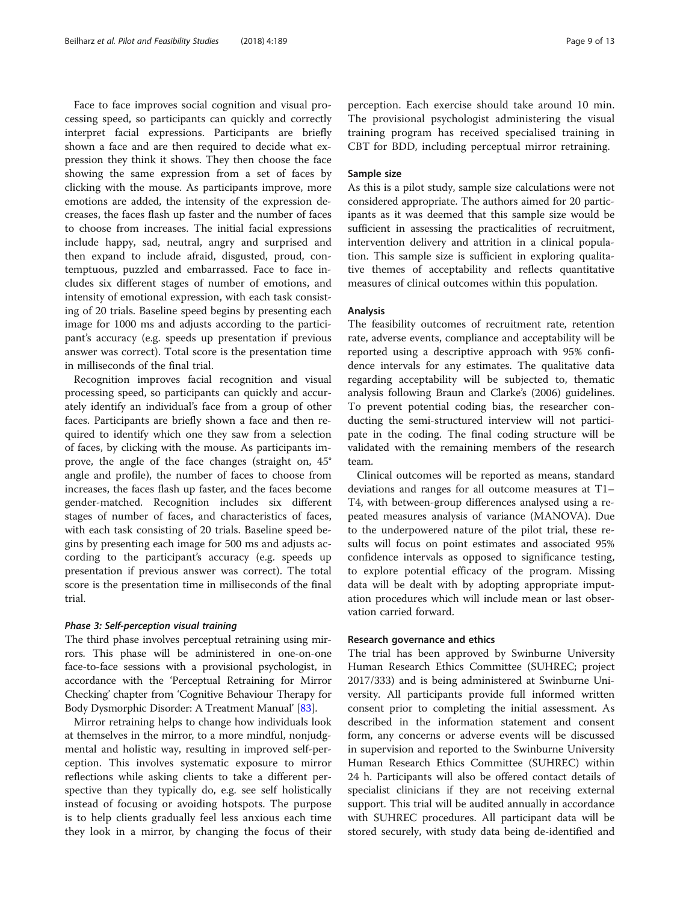Face to face improves social cognition and visual processing speed, so participants can quickly and correctly interpret facial expressions. Participants are briefly shown a face and are then required to decide what expression they think it shows. They then choose the face showing the same expression from a set of faces by clicking with the mouse. As participants improve, more emotions are added, the intensity of the expression decreases, the faces flash up faster and the number of faces to choose from increases. The initial facial expressions include happy, sad, neutral, angry and surprised and then expand to include afraid, disgusted, proud, contemptuous, puzzled and embarrassed. Face to face includes six different stages of number of emotions, and intensity of emotional expression, with each task consisting of 20 trials. Baseline speed begins by presenting each image for 1000 ms and adjusts according to the participant's accuracy (e.g. speeds up presentation if previous answer was correct). Total score is the presentation time in milliseconds of the final trial.

Recognition improves facial recognition and visual processing speed, so participants can quickly and accurately identify an individual's face from a group of other faces. Participants are briefly shown a face and then required to identify which one they saw from a selection of faces, by clicking with the mouse. As participants improve, the angle of the face changes (straight on, 45° angle and profile), the number of faces to choose from increases, the faces flash up faster, and the faces become gender-matched. Recognition includes six different stages of number of faces, and characteristics of faces, with each task consisting of 20 trials. Baseline speed begins by presenting each image for 500 ms and adjusts according to the participant's accuracy (e.g. speeds up presentation if previous answer was correct). The total score is the presentation time in milliseconds of the final trial.

#### *Phase 3: Self-perception visual training*

The third phase involves perceptual retraining using mirrors. This phase will be administered in one-on-one face-to-face sessions with a provisional psychologist, in accordance with the 'Perceptual Retraining for Mirror Checking' chapter from 'Cognitive Behaviour Therapy for Body Dysmorphic Disorder: A Treatment Manual' [83].

Mirror retraining helps to change how individuals look at themselves in the mirror, to a more mindful, nonjudgmental and holistic way, resulting in improved self-perception. This involves systematic exposure to mirror reflections while asking clients to take a different perspective than they typically do, e.g. see self holistically instead of focusing or avoiding hotspots. The purpose is to help clients gradually feel less anxious each time they look in a mirror, by changing the focus of their perception. Each exercise should take around 10 min. The provisional psychologist administering the visual training program has received specialised training in CBT for BDD, including perceptual mirror retraining.

### Sample size

As this is a pilot study, sample size calculations were not considered appropriate. The authors aimed for 20 participants as it was deemed that this sample size would be sufficient in assessing the practicalities of recruitment, intervention delivery and attrition in a clinical population. This sample size is sufficient in exploring qualitative themes of acceptability and reflects quantitative measures of clinical outcomes within this population.

### Analysis

The feasibility outcomes of recruitment rate, retention rate, adverse events, compliance and acceptability will be reported using a descriptive approach with 95% confidence intervals for any estimates. The qualitative data regarding acceptability will be subjected to, thematic analysis following Braun and Clarke's (2006) guidelines. To prevent potential coding bias, the researcher conducting the semi-structured interview will not participate in the coding. The final coding structure will be validated with the remaining members of the research team.

Clinical outcomes will be reported as means, standard deviations and ranges for all outcome measures at T1–T4, with between-group differences analysed using a repeated measures analysis of variance (MANOVA). Due to the underpowered nature of the pilot trial, these results will focus on point estimates and associated 95% confidence intervals as opposed to significance testing, to explore potential efficacy of the program. Missing data will be dealt with by adopting appropriate imputation procedures which will include mean or last observation carried forward.

### Research governance and ethics

The trial has been approved by Swinburne University Human Research Ethics Committee (SUHREC; project 2017/333) and is being administered at Swinburne University. All participants provide full informed written consent prior to completing the initial assessment. As described in the information statement and consent form, any concerns or adverse events will be discussed in supervision and reported to the Swinburne University Human Research Ethics Committee (SUHREC) within 24 h. Participants will also be offered contact details of specialist clinicians if they are not receiving external support. This trial will be audited annually in accordance with SUHREC procedures. All participant data will be stored securely, with study data being de-identified and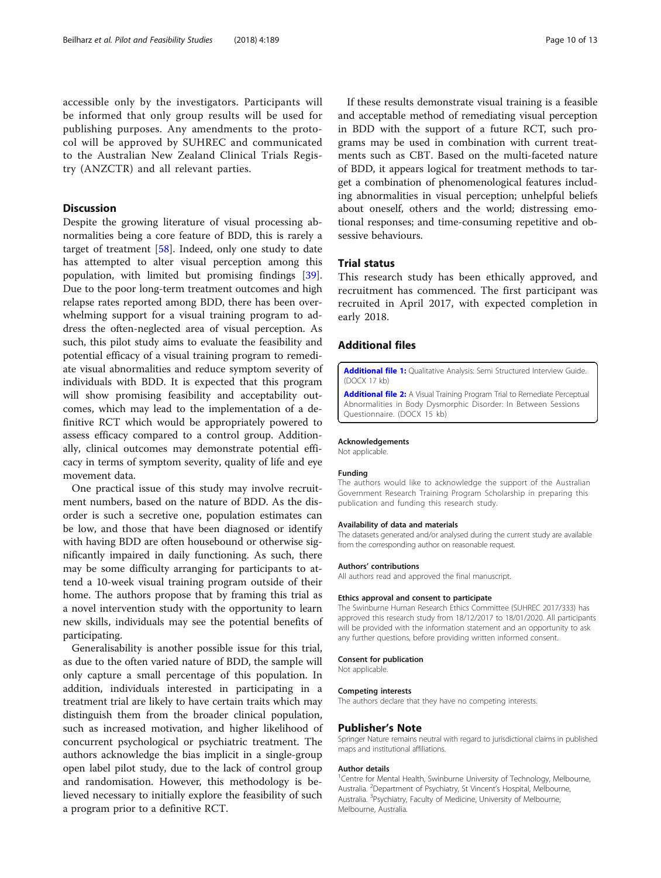accessible only by the investigators. Participants will be informed that only group results will be used for publishing purposes. Any amendments to the protocol will be approved by SUHREC and communicated to the Australian New Zealand Clinical Trials Registry (ANZCTR) and all relevant parties.

## Discussion

Despite the growing literature of visual processing abnormalities being a core feature of BDD, this is rarely a target of treatment [58]. Indeed, only one study to date has attempted to alter visual perception among this population, with limited but promising findings [39]. Due to the poor long-term treatment outcomes and high relapse rates reported among BDD, there has been overwhelming support for a visual training program to address the often-neglected area of visual perception. As such, this pilot study aims to evaluate the feasibility and potential efficacy of a visual training program to remediate visual abnormalities and reduce symptom severity of individuals with BDD. It is expected that this program will show promising feasibility and acceptability outcomes, which may lead to the implementation of a definitive RCT which would be appropriately powered to assess efficacy compared to a control group. Additionally, clinical outcomes may demonstrate potential efficacy in terms of symptom severity, quality of life and eye movement data.

One practical issue of this study may involve recruitment numbers, based on the nature of BDD. As the disorder is such a secretive one, population estimates can be low, and those that have been diagnosed or identify with having BDD are often housebound or otherwise significantly impaired in daily functioning. As such, there may be some difficulty arranging for participants to attend a 10-week visual training program outside of their home. The authors propose that by framing this trial as a novel intervention study with the opportunity to learn new skills, individuals may see the potential benefits of participating.

Generalisability is another possible issue for this trial, as due to the often varied nature of BDD, the sample will only capture a small percentage of this population. In addition, individuals interested in participating in a treatment trial are likely to have certain traits which may distinguish them from the broader clinical population, such as increased motivation, and higher likelihood of concurrent psychological or psychiatric treatment. The authors acknowledge the bias implicit in a single-group open label pilot study, due to the lack of control group and randomisation. However, this methodology is believed necessary to initially explore the feasibility of such a program prior to a definitive RCT.

If these results demonstrate visual training is a feasible and acceptable method of remediating visual perception in BDD with the support of a future RCT, such programs may be used in combination with current treatments such as CBT. Based on the multi-faceted nature of BDD, it appears logical for treatment methods to target a combination of phenomenological features including abnormalities in visual perception; unhelpful beliefs about oneself, others and the world; distressing emotional responses; and time-consuming repetitive and obsessive behaviours.

## Trial status

This research study has been ethically approved, and recruitment has commenced. The first participant was recruited in April 2017, with expected completion in early 2018.

## Additional files

**Additional file 1:** Qualitative Analysis: Semi Structured Interview Guide. (DOCX 17 kb)

**Additional file 2:** A Visual Training Program Trial to Remediate Perceptual Abnormalities in Body Dysmorphic Disorder: In Between Sessions Questionnaire. (DOCX 15 kb)

#### Acknowledgements

Not applicable.

#### Funding

The authors would like to acknowledge the support of the Australian Government Research Training Program Scholarship in preparing this publication and funding this research study.

#### Availability of data and materials

The datasets generated and/or analysed during the current study are available from the corresponding author on reasonable request.

#### Authors' contributions

All authors read and approved the final manuscript.

#### Ethics approval and consent to participate

The Swinburne Human Research Ethics Committee (SUHREC 2017/333) has approved this research study from 18/12/2017 to 18/01/2020. All participants will be provided with the information statement and an opportunity to ask any further questions, before providing written informed consent.

#### Consent for publication

Not applicable.

#### Competing interests

The authors declare that they have no competing interests.

## Publisher's Note

Springer Nature remains neutral with regard to jurisdictional claims in published maps and institutional affiliations.

#### Author details

[1]Centre for Mental Health, Swinburne University of Technology, Melbourne, Australia. [2]Department of Psychiatry, St Vincent's Hospital, Melbourne, Australia. [3]Psychiatry, Faculty of Medicine, University of Melbourne, Melbourne, Australia.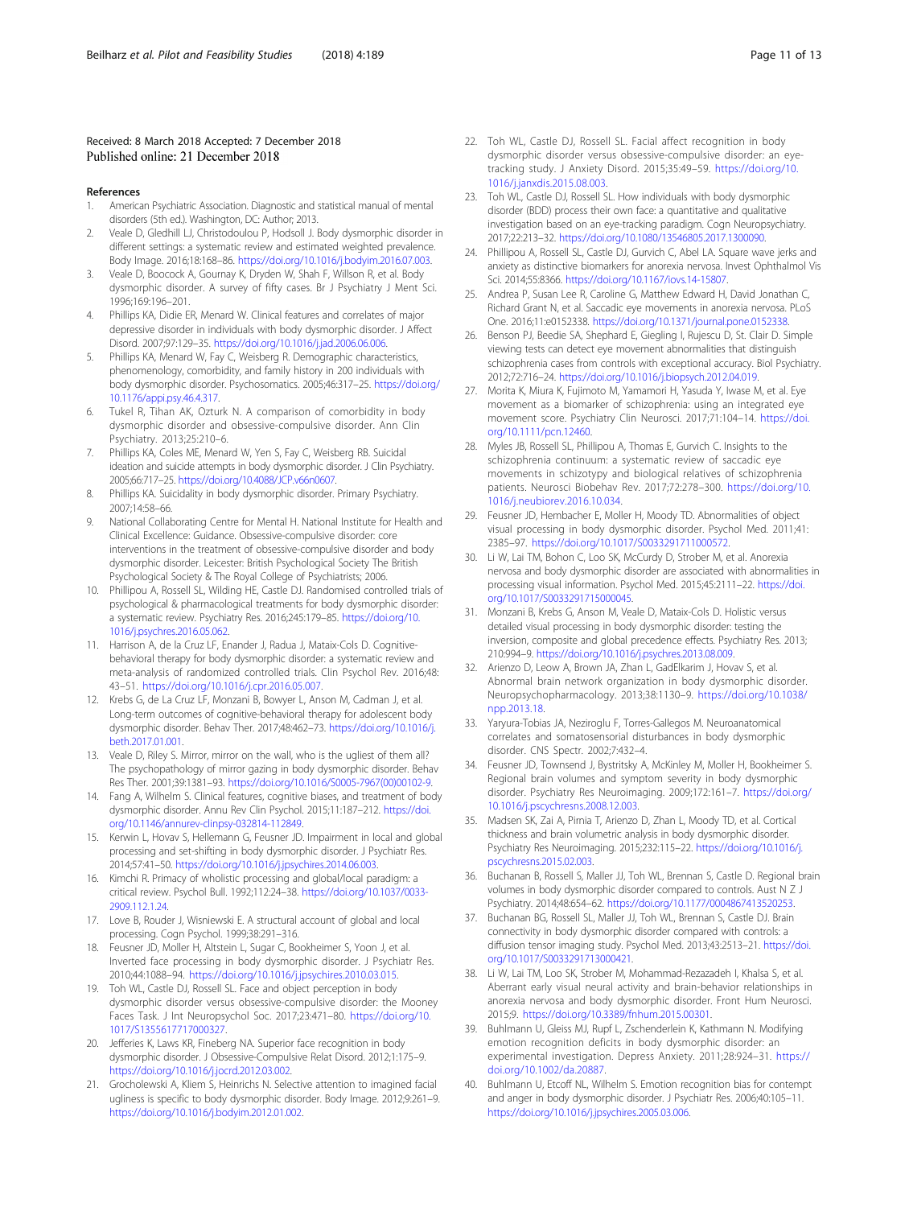Received: 8 March 2018 Accepted: 7 December 2018
Published online: 21 December 2018

## References

1. American Psychiatric Association. Diagnostic and statistical manual of mental disorders (5th ed.). Washington, DC: Author; 2013.
2. Veale D, Gledhill LJ, Christodoulou P, Hodsoll J. Body dysmorphic disorder in different settings: a systematic review and estimated weighted prevalence. Body Image. 2016;18:168–86. https://doi.org/10.1016/j.bodyim.2016.07.003.
3. Veale D, Boocock A, Gournay K, Dryden W, Shah F, Willson R, et al. Body dysmorphic disorder. A survey of fifty cases. Br J Psychiatry J Ment Sci. 1996;169:196–201.
4. Phillips KA, Didie ER, Menard W. Clinical features and correlates of major depressive disorder in individuals with body dysmorphic disorder. J Affect Disord. 2007;97:129–35. https://doi.org/10.1016/j.jad.2006.06.006.
5. Phillips KA, Menard W, Fay C, Weisberg R. Demographic characteristics, phenomenology, comorbidity, and family history in 200 individuals with body dysmorphic disorder. Psychosomatics. 2005;46:317–25. https://doi.org/10.1176/appi.psy.46.4.317.
6. Tukel R, Tihan AK, Ozturk N. A comparison of comorbidity in body dysmorphic disorder and obsessive-compulsive disorder. Ann Clin Psychiatry. 2013;25:210–6.
7. Phillips KA, Coles ME, Menard W, Yen S, Fay C, Weisberg RB. Suicidal ideation and suicide attempts in body dysmorphic disorder. J Clin Psychiatry. 2005;66:717–25. https://doi.org/10.4088/JCP.v66n0607.
8. Phillips KA. Suicidality in body dysmorphic disorder. Primary Psychiatry. 2007;14:58–66.
9. National Collaborating Centre for Mental H. National Institute for Health and Clinical Excellence: Guidance. Obsessive-compulsive disorder: core interventions in the treatment of obsessive-compulsive disorder and body dysmorphic disorder. Leicester: British Psychological Society The British Psychological Society & The Royal College of Psychiatrists; 2006.
10. Phillipou A, Rossell SL, Wilding HE, Castle DJ. Randomised controlled trials of psychological & pharmacological treatments for body dysmorphic disorder: a systematic review. Psychiatry Res. 2016;245:179–85. https://doi.org/10.1016/j.psychres.2016.05.062.
11. Harrison A, de la Cruz LF, Enander J, Radua J, Mataix-Cols D. Cognitive-behavioral therapy for body dysmorphic disorder: a systematic review and meta-analysis of randomized controlled trials. Clin Psychol Rev. 2016;48:43–51. https://doi.org/10.1016/j.cpr.2016.05.007.
12. Krebs G, de La Cruz LF, Monzani B, Bowyer L, Anson M, Cadman J, et al. Long-term outcomes of cognitive-behavioral therapy for adolescent body dysmorphic disorder. Behav Ther. 2017;48:462–73. https://doi.org/10.1016/j.beth.2017.01.001.
13. Veale D, Riley S. Mirror, mirror on the wall, who is the ugliest of them all? The psychopathology of mirror gazing in body dysmorphic disorder. Behav Res Ther. 2001;39:1381–93. https://doi.org/10.1016/S0005-7967(00)00102-9.
14. Fang A, Wilhelm S. Clinical features, cognitive biases, and treatment of body dysmorphic disorder. Annu Rev Clin Psychol. 2015;11:187–212. https://doi.org/10.1146/annurev-clinpsy-032814-112849.
15. Kerwin L, Hovav S, Hellemann G, Feusner JD. Impairment in local and global processing and set-shifting in body dysmorphic disorder. J Psychiatr Res. 2014;57:41–50. https://doi.org/10.1016/j.jpsychires.2014.06.003.
16. Kimchi R. Primacy of wholistic processing and global/local paradigm: a critical review. Psychol Bull. 1992;112:24–38. https://doi.org/10.1037/0033-2909.112.1.24.
17. Love B, Rouder J, Wisniewski E. A structural account of global and local processing. Cogn Psychol. 1999;38:291–316.
18. Feusner JD, Moller H, Altstein L, Sugar C, Bookheimer S, Yoon J, et al. Inverted face processing in body dysmorphic disorder. J Psychiatr Res. 2010;44:1088–94. https://doi.org/10.1016/j.jpsychires.2010.03.015.
19. Toh WL, Castle DJ, Rossell SL. Face and object perception in body dysmorphic disorder versus obsessive-compulsive disorder: the Mooney Faces Task. J Int Neuropsychol Soc. 2017;23:471–80. https://doi.org/10.1017/S1355617717000327.
20. Jefferies K, Laws KR, Fineberg NA. Superior face recognition in body dysmorphic disorder. J Obsessive-Compulsive Relat Disord. 2012;1:175–9. https://doi.org/10.1016/j.jocrd.2012.03.002.
21. Grocholewski A, Kliem S, Heinrichs N. Selective attention to imagined facial ugliness is specific to body dysmorphic disorder. Body Image. 2012;9:261–9. https://doi.org/10.1016/j.bodyim.2012.01.002.
22. Toh WL, Castle DJ, Rossell SL. Facial affect recognition in body dysmorphic disorder versus obsessive-compulsive disorder: an eye-tracking study. J Anxiety Disord. 2015;35:49–59. https://doi.org/10.1016/j.janxdis.2015.08.003.
23. Toh WL, Castle DJ, Rossell SL. How individuals with body dysmorphic disorder (BDD) process their own face: a quantitative and qualitative investigation based on an eye-tracking paradigm. Cogn Neuropsychiatry. 2017;22:213–32. https://doi.org/10.1080/13546805.2017.1300090.
24. Phillipou A, Rossell SL, Castle DJ, Gurvich C, Abel LA. Square wave jerks and anxiety as distinctive biomarkers for anorexia nervosa. Invest Ophthalmol Vis Sci. 2014;55:8366. https://doi.org/10.1167/iovs.14-15807.
25. Andrea P, Susan Lee R, Caroline G, Matthew Edward H, David Jonathan C, Richard Grant N, et al. Saccadic eye movements in anorexia nervosa. PLoS One. 2016;11:e0152338. https://doi.org/10.1371/journal.pone.0152338.
26. Benson PJ, Beedie SA, Shephard E, Giegling I, Rujescu D, St. Clair D. Simple viewing tests can detect eye movement abnormalities that distinguish schizophrenia cases from controls with exceptional accuracy. Biol Psychiatry. 2012;72:716–24. https://doi.org/10.1016/j.biopsych.2012.04.019.
27. Morita K, Miura K, Fujimoto M, Yamamori H, Yasuda Y, Iwase M, et al. Eye movement as a biomarker of schizophrenia: using an integrated eye movement score. Psychiatry Clin Neurosci. 2017;71:104–14. https://doi.org/10.1111/pcn.12460.
28. Myles JB, Rossell SL, Phillipou A, Thomas E, Gurvich C. Insights to the schizophrenia continuum: a systematic review of saccadic eye movements in schizotypy and biological relatives of schizophrenia patients. Neurosci Biobehav Rev. 2017;72:278–300. https://doi.org/10.1016/j.neubiorev.2016.10.034.
29. Feusner JD, Hembacher E, Moller H, Moody TD. Abnormalities of object visual processing in body dysmorphic disorder. Psychol Med. 2011;41:2385–97. https://doi.org/10.1017/S0033291711000572.
30. Li W, Lai TM, Bohon C, Loo SK, McCurdy D, Strober M, et al. Anorexia nervosa and body dysmorphic disorder are associated with abnormalities in processing visual information. Psychol Med. 2015;45:2111–22. https://doi.org/10.1017/S0033291715000045.
31. Monzani B, Krebs G, Anson M, Veale D, Mataix-Cols D. Holistic versus detailed visual processing in body dysmorphic disorder: testing the inversion, composite and global precedence effects. Psychiatry Res. 2013;210:994–9. https://doi.org/10.1016/j.psychres.2013.08.009.
32. Arienzo D, Leow A, Brown JA, Zhan L, GadElkarim J, Hovav S, et al. Abnormal brain network organization in body dysmorphic disorder. Neuropsychopharmacology. 2013;38:1130–9. https://doi.org/10.1038/npp.2013.18.
33. Yaryura-Tobias JA, Neziroglu F, Torres-Gallegos M. Neuroanatomical correlates and somatosensorial disturbances in body dysmorphic disorder. CNS Spectr. 2002;7:432–4.
34. Feusner JD, Townsend J, Bystritsky A, McKinley M, Moller H, Bookheimer S. Regional brain volumes and symptom severity in body dysmorphic disorder. Psychiatry Res Neuroimaging. 2009;172:161–7. https://doi.org/10.1016/j.pscychresns.2008.12.003.
35. Madsen SK, Zai A, Pirnia T, Arienzo D, Zhan L, Moody TD, et al. Cortical thickness and brain volumetric analysis in body dysmorphic disorder. Psychiatry Res Neuroimaging. 2015;232:115–22. https://doi.org/10.1016/j.pscychresns.2015.02.003.
36. Buchanan B, Rossell S, Maller JJ, Toh WL, Brennan S, Castle D. Regional brain volumes in body dysmorphic disorder compared to controls. Aust N Z J Psychiatry. 2014;48:654–62. https://doi.org/10.1177/0004867413520253.
37. Buchanan BG, Rossell SL, Maller JJ, Toh WL, Brennan S, Castle DJ. Brain connectivity in body dysmorphic disorder compared with controls: a diffusion tensor imaging study. Psychol Med. 2013;43:2513–21. https://doi.org/10.1017/S0033291713000421.
38. Li W, Lai TM, Loo SK, Strober M, Mohammad-Rezazadeh I, Khalsa S, et al. Aberrant early visual neural activity and brain-behavior relationships in anorexia nervosa and body dysmorphic disorder. Front Hum Neurosci. 2015;9. https://doi.org/10.3389/fnhum.2015.00301.
39. Buhlmann U, Gleiss MJ, Rupf L, Zschenderlein K, Kathmann N. Modifying emotion recognition deficits in body dysmorphic disorder: an experimental investigation. Depress Anxiety. 2011;28:924–31. https://doi.org/10.1002/da.20887.
40. Buhlmann U, Etcoff NL, Wilhelm S. Emotion recognition bias for contempt and anger in body dysmorphic disorder. J Psychiatr Res. 2006;40:105–11. https://doi.org/10.1016/j.jpsychires.2005.03.006.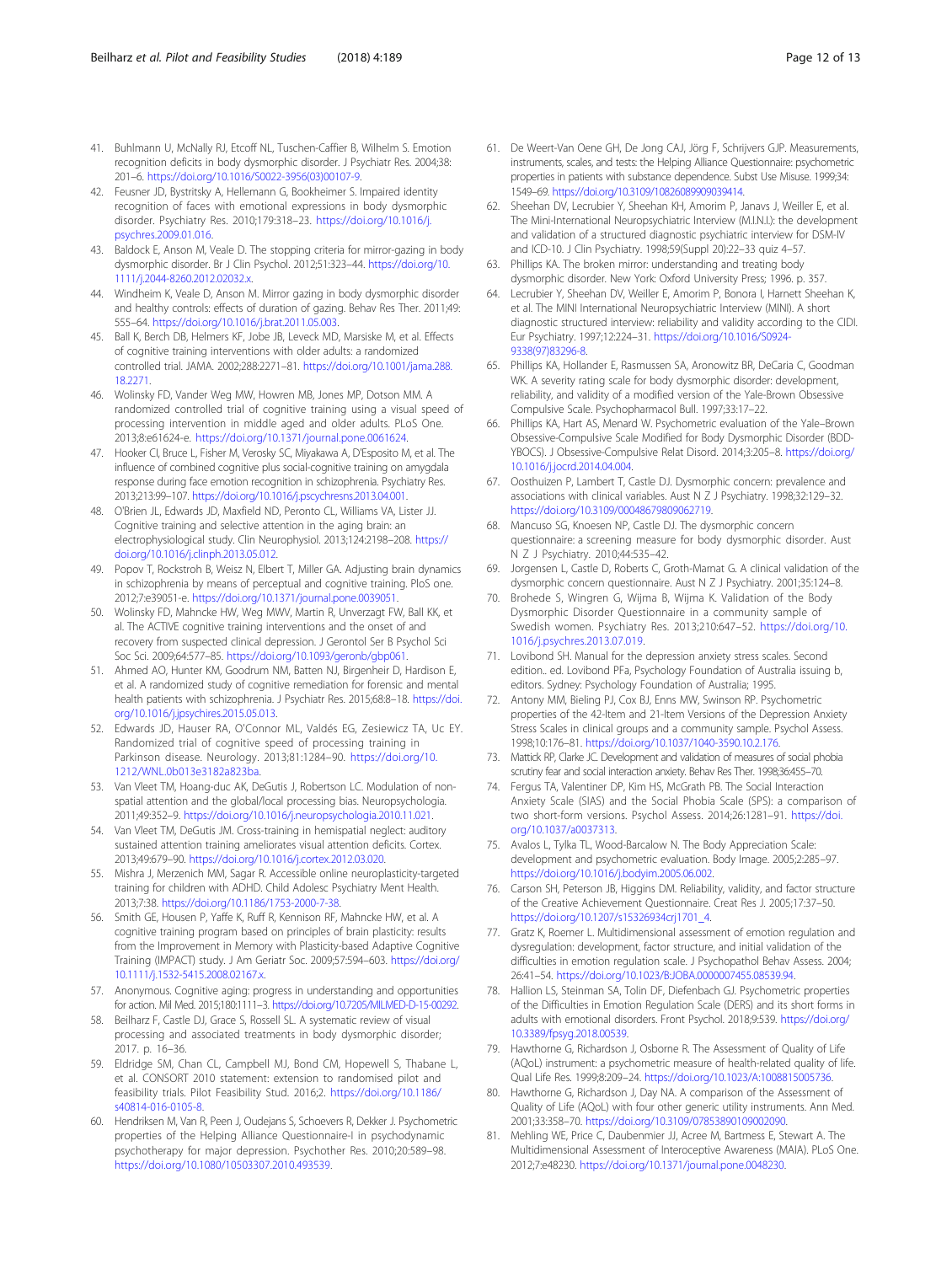41. Buhlmann U, McNally RJ, Etcoff NL, Tuschen-Caffier B, Wilhelm S. Emotion recognition deficits in body dysmorphic disorder. J Psychiatr Res. 2004;38: 201–6. https://doi.org/10.1016/S0022-3956(03)00107-9.
42. Feusner JD, Bystritsky A, Hellemann G, Bookheimer S. Impaired identity recognition of faces with emotional expressions in body dysmorphic disorder. Psychiatry Res. 2010;179:318–23. https://doi.org/10.1016/j.psychres.2009.01.016.
43. Baldock E, Anson M, Veale D. The stopping criteria for mirror-gazing in body dysmorphic disorder. Br J Clin Psychol. 2012;51:323–44. https://doi.org/10.1111/j.2044-8260.2012.02032.x.
44. Windheim K, Veale D, Anson M. Mirror gazing in body dysmorphic disorder and healthy controls: effects of duration of gazing. Behav Res Ther. 2011;49: 555–64. https://doi.org/10.1016/j.brat.2011.05.003.
45. Ball K, Berch DB, Helmers KF, Jobe JB, Leveck MD, Marsiske M, et al. Effects of cognitive training interventions with older adults: a randomized controlled trial. JAMA. 2002;288:2271–81. https://doi.org/10.1001/jama.288.18.2271.
46. Wolinsky FD, Vander Weg MW, Howren MB, Jones MP, Dotson MM. A randomized controlled trial of cognitive training using a visual speed of processing intervention in middle aged and older adults. PLoS One. 2013;8:e61624-e. https://doi.org/10.1371/journal.pone.0061624.
47. Hooker CI, Bruce L, Fisher M, Verosky SC, Miyakawa A, D'Esposito M, et al. The influence of combined cognitive plus social-cognitive training on amygdala response during face emotion recognition in schizophrenia. Psychiatry Res. 2013;213:99–107. https://doi.org/10.1016/j.pscychresns.2013.04.001.
48. O'Brien JL, Edwards JD, Maxfield ND, Peronto CL, Williams VA, Lister JJ. Cognitive training and selective attention in the aging brain: an electrophysiological study. Clin Neurophysiol. 2013;124:2198–208. https://doi.org/10.1016/j.clinph.2013.05.012.
49. Popov T, Rockstroh B, Weisz N, Elbert T, Miller GA. Adjusting brain dynamics in schizophrenia by means of perceptual and cognitive training. PloS one. 2012;7:e39051-e. https://doi.org/10.1371/journal.pone.0039051.
50. Wolinsky FD, Mahncke HW, Weg MWV, Martin R, Unverzagt FW, Ball KK, et al. The ACTIVE cognitive training interventions and the onset of and recovery from suspected clinical depression. J Gerontol Ser B Psychol Sci Soc Sci. 2009;64:577–85. https://doi.org/10.1093/geronb/gbp061.
51. Ahmed AO, Hunter KM, Goodrum NM, Batten NJ, Birgenheir D, Hardison E, et al. A randomized study of cognitive remediation for forensic and mental health patients with schizophrenia. J Psychiatr Res. 2015;68:8–18. https://doi.org/10.1016/j.jpsychires.2015.05.013.
52. Edwards JD, Hauser RA, O'Connor ML, Valdés EG, Zesiewicz TA, Uc EY. Randomized trial of cognitive speed of processing training in Parkinson disease. Neurology. 2013;81:1284–90. https://doi.org/10.1212/WNL.0b013e3182a823ba.
53. Van Vleet TM, Hoang-duc AK, DeGutis J, Robertson LC. Modulation of non-spatial attention and the global/local processing bias. Neuropsychologia. 2011;49:352–9. https://doi.org/10.1016/j.neuropsychologia.2010.11.021.
54. Van Vleet TM, DeGutis JM. Cross-training in hemispatial neglect: auditory sustained attention training ameliorates visual attention deficits. Cortex. 2013;49:679–90. https://doi.org/10.1016/j.cortex.2012.03.020.
55. Mishra J, Merzenich MM, Sagar R. Accessible online neuroplasticity-targeted training for children with ADHD. Child Adolesc Psychiatry Ment Health. 2013;7:38. https://doi.org/10.1186/1753-2000-7-38.
56. Smith GE, Housen P, Yaffe K, Ruff R, Kennison RF, Mahncke HW, et al. A cognitive training program based on principles of brain plasticity: results from the Improvement in Memory with Plasticity-based Adaptive Cognitive Training (IMPACT) study. J Am Geriatr Soc. 2009;57:594–603. https://doi.org/10.1111/j.1532-5415.2008.02167.x.
57. Anonymous. Cognitive aging: progress in understanding and opportunities for action. Mil Med. 2015;180:1111–3. https://doi.org/10.7205/MILMED-D-15-00292.
58. Beilharz F, Castle DJ, Grace S, Rossell SL. A systematic review of visual processing and associated treatments in body dysmorphic disorder; 2017. p. 16–36.
59. Eldridge SM, Chan CL, Campbell MJ, Bond CM, Hopewell S, Thabane L, et al. CONSORT 2010 statement: extension to randomised pilot and feasibility trials. Pilot Feasibility Stud. 2016;2. https://doi.org/10.1186/s40814-016-0105-8.
60. Hendriksen M, Van R, Peen J, Oudejans S, Schoevers R, Dekker J. Psychometric properties of the Helping Alliance Questionnaire-I in psychodynamic psychotherapy for major depression. Psychother Res. 2010;20:589–98. https://doi.org/10.1080/10503307.2010.493539.
61. De Weert-Van Oene GH, De Jong CAJ, Jörg F, Schrijvers GJP. Measurements, instruments, scales, and tests: the Helping Alliance Questionnaire: psychometric properties in patients with substance dependence. Subst Use Misuse. 1999;34: 1549–69. https://doi.org/10.3109/10826089909039414.
62. Sheehan DV, Lecrubier Y, Sheehan KH, Amorim P, Janavs J, Weiller E, et al. The Mini-International Neuropsychiatric Interview (M.I.N.I.): the development and validation of a structured diagnostic psychiatric interview for DSM-IV and ICD-10. J Clin Psychiatry. 1998;59(Suppl 20):22–33 quiz 4–57.
63. Phillips KA. The broken mirror: understanding and treating body dysmorphic disorder. New York: Oxford University Press; 1996. p. 357.
64. Lecrubier Y, Sheehan DV, Weiller E, Amorim P, Bonora I, Harnett Sheehan K, et al. The MINI International Neuropsychiatric Interview (MINI). A short diagnostic structured interview: reliability and validity according to the CIDI. Eur Psychiatry. 1997;12:224–31. https://doi.org/10.1016/S0924-9338(97)83296-8.
65. Phillips KA, Hollander E, Rasmussen SA, Aronowitz BR, DeCaria C, Goodman WK. A severity rating scale for body dysmorphic disorder: development, reliability, and validity of a modified version of the Yale-Brown Obsessive Compulsive Scale. Psychopharmacol Bull. 1997;33:17–22.
66. Phillips KA, Hart AS, Menard W. Psychometric evaluation of the Yale–Brown Obsessive-Compulsive Scale Modified for Body Dysmorphic Disorder (BDD-YBOCS). J Obsessive-Compulsive Relat Disord. 2014;3:205–8. https://doi.org/10.1016/j.jocrd.2014.04.004.
67. Oosthuizen P, Lambert T, Castle DJ. Dysmorphic concern: prevalence and associations with clinical variables. Aust N Z J Psychiatry. 1998;32:129–32. https://doi.org/10.3109/00048679809062719.
68. Mancuso SG, Knoesen NP, Castle DJ. The dysmorphic concern questionnaire: a screening measure for body dysmorphic disorder. Aust N Z J Psychiatry. 2010;44:535–42.
69. Jorgensen L, Castle D, Roberts C, Groth-Marnat G. A clinical validation of the dysmorphic concern questionnaire. Aust N Z J Psychiatry. 2001;35:124–8.
70. Brohede S, Wingren G, Wijma B, Wijma K. Validation of the Body Dysmorphic Disorder Questionnaire in a community sample of Swedish women. Psychiatry Res. 2013;210:647–52. https://doi.org/10.1016/j.psychres.2013.07.019.
71. Lovibond SH. Manual for the depression anxiety stress scales. Second edition.. ed. Lovibond PFa, Psychology Foundation of Australia issuing b, editors. Sydney: Psychology Foundation of Australia; 1995.
72. Antony MM, Bieling PJ, Cox BJ, Enns MW, Swinson RP. Psychometric properties of the 42-Item and 21-Item Versions of the Depression Anxiety Stress Scales in clinical groups and a community sample. Psychol Assess. 1998;10:176–81. https://doi.org/10.1037/1040-3590.10.2.176.
73. Mattick RP, Clarke JC. Development and validation of measures of social phobia scrutiny fear and social interaction anxiety. Behav Res Ther. 1998;36:455–70.
74. Fergus TA, Valentiner DP, Kim HS, McGrath PB. The Social Interaction Anxiety Scale (SIAS) and the Social Phobia Scale (SPS): a comparison of two short-form versions. Psychol Assess. 2014;26:1281–91. https://doi.org/10.1037/a0037313.
75. Avalos L, Tylka TL, Wood-Barcalow N. The Body Appreciation Scale: development and psychometric evaluation. Body Image. 2005;2:285–97. https://doi.org/10.1016/j.bodyim.2005.06.002.
76. Carson SH, Peterson JB, Higgins DM. Reliability, validity, and factor structure of the Creative Achievement Questionnaire. Creat Res J. 2005;17:37–50. https://doi.org/10.1207/s15326934crj1701_4.
77. Gratz K, Roemer L. Multidimensional assessment of emotion regulation and dysregulation: development, factor structure, and initial validation of the difficulties in emotion regulation scale. J Psychopathol Behav Assess. 2004; 26:41–54. https://doi.org/10.1023/B:JOBA.0000007455.08539.94.
78. Hallion LS, Steinman SA, Tolin DF, Diefenbach GJ. Psychometric properties of the Difficulties in Emotion Regulation Scale (DERS) and its short forms in adults with emotional disorders. Front Psychol. 2018;9:539. https://doi.org/10.3389/fpsyg.2018.00539.
79. Hawthorne G, Richardson J, Osborne R. The Assessment of Quality of Life (AQoL) instrument: a psychometric measure of health-related quality of life. Qual Life Res. 1999;8:209–24. https://doi.org/10.1023/A:1008815005736.
80. Hawthorne G, Richardson J, Day NA. A comparison of the Assessment of Quality of Life (AQoL) with four other generic utility instruments. Ann Med. 2001;33:358–70. https://doi.org/10.3109/07853890109002090.
81. Mehling WE, Price C, Daubenmier JJ, Acree M, Bartmess E, Stewart A. The Multidimensional Assessment of Interoceptive Awareness (MAIA). PLoS One. 2012;7:e48230. https://doi.org/10.1371/journal.pone.0048230.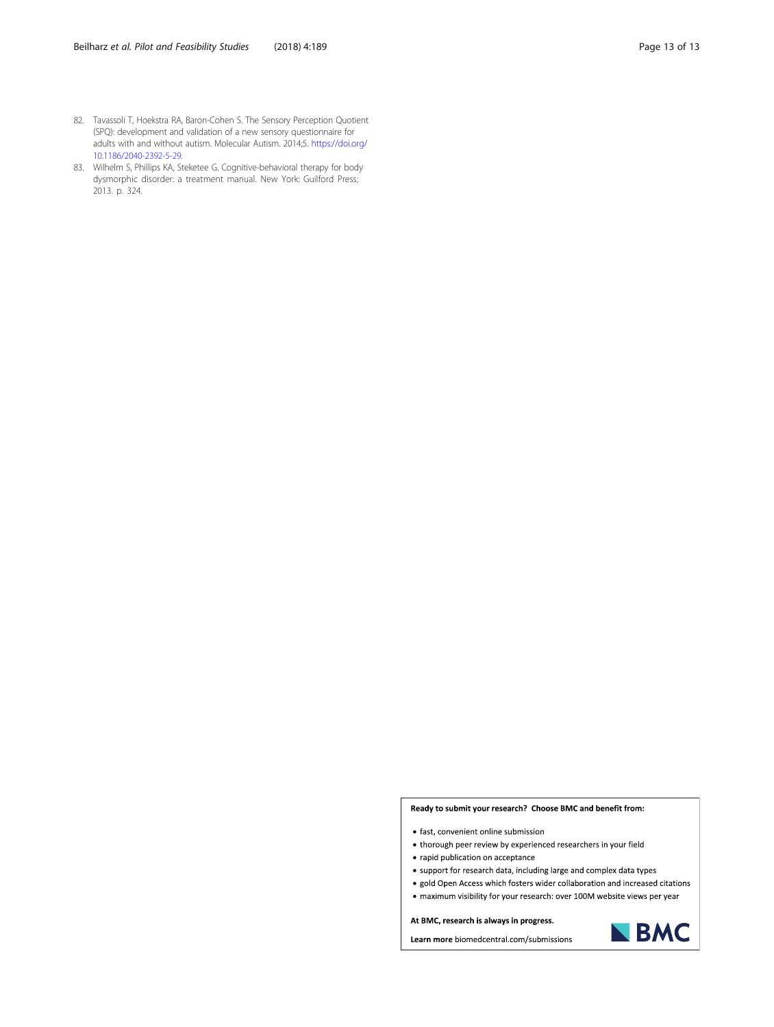82. Tavassoli T, Hoekstra RA, Baron-Cohen S. The Sensory Perception Quotient (SPQ): development and validation of a new sensory questionnaire for adults with and without autism. Molecular Autism. 2014;5. https://doi.org/10.1186/2040-2392-5-29.
83. Wilhelm S, Phillips KA, Steketee G. Cognitive-behavioral therapy for body dysmorphic disorder: a treatment manual. New York: Guilford Press; 2013. p. 324.

**Ready to submit your research? Choose BMC and benefit from:**

- fast, convenient online submission
- thorough peer review by experienced researchers in your field
- rapid publication on acceptance
- support for research data, including large and complex data types
- gold Open Access which fosters wider collaboration and increased citations
- maximum visibility for your research: over 100M website views per year

**At BMC, research is always in progress.**

**Learn more** biomedcentral.com/submissions

BMC